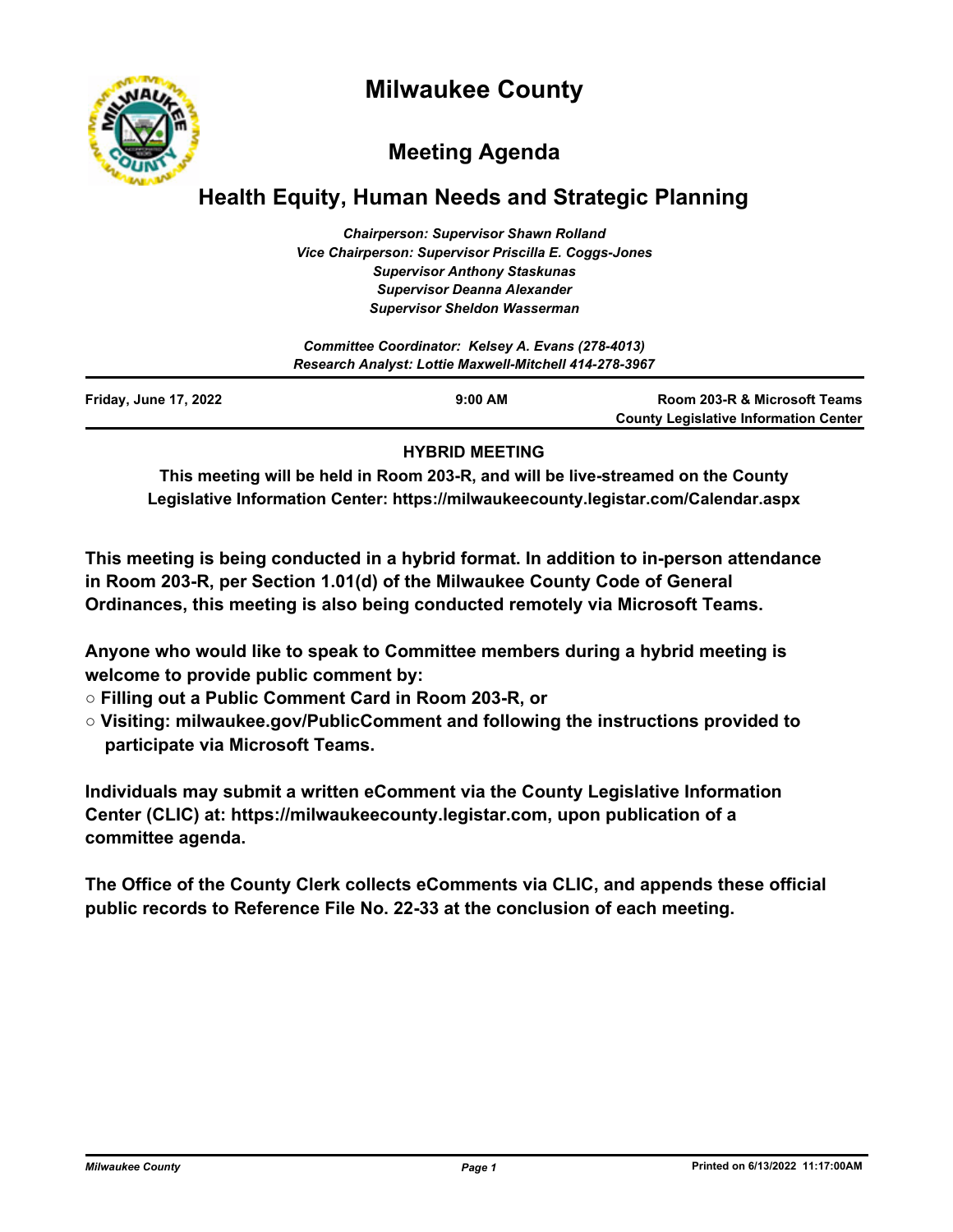# Milwaukee County

## Meeting Agenda

## Health Equity, Human Needs and Strategic Planning

*Chairperson: Supervisor Shawn Rolland*
*Vice Chairperson: Supervisor Priscilla E. Coggs-Jones*
*Supervisor Anthony Staskunas*
*Supervisor Deanna Alexander*
*Supervisor Sheldon Wasserman*

*Committee Coordinator: Kelsey A. Evans (278-4013)*
*Research Analyst: Lottie Maxwell-Mitchell 414-278-3967*

| Friday, June 17, 2022 | 9:00 AM | Room 203-R & Microsoft Teams<br>County Legislative Information Center |
|---|---|---|

**HYBRID MEETING**

**This meeting will be held in Room 203-R, and will be live-streamed on the County Legislative Information Center: https://milwaukeecounty.legistar.com/Calendar.aspx**

**This meeting is being conducted in a hybrid format. In addition to in-person attendance in Room 203-R, per Section 1.01(d) of the Milwaukee County Code of General Ordinances, this meeting is also being conducted remotely via Microsoft Teams.**

**Anyone who would like to speak to Committee members during a hybrid meeting is welcome to provide public comment by:**

- **Filling out a Public Comment Card in Room 203-R, or**
- **Visiting: milwaukee.gov/PublicComment and following the instructions provided to participate via Microsoft Teams.**

**Individuals may submit a written eComment via the County Legislative Information Center (CLIC) at: https://milwaukeecounty.legistar.com, upon publication of a committee agenda.**

**The Office of the County Clerk collects eComments via CLIC, and appends these official public records to Reference File No. 22-33 at the conclusion of each meeting.**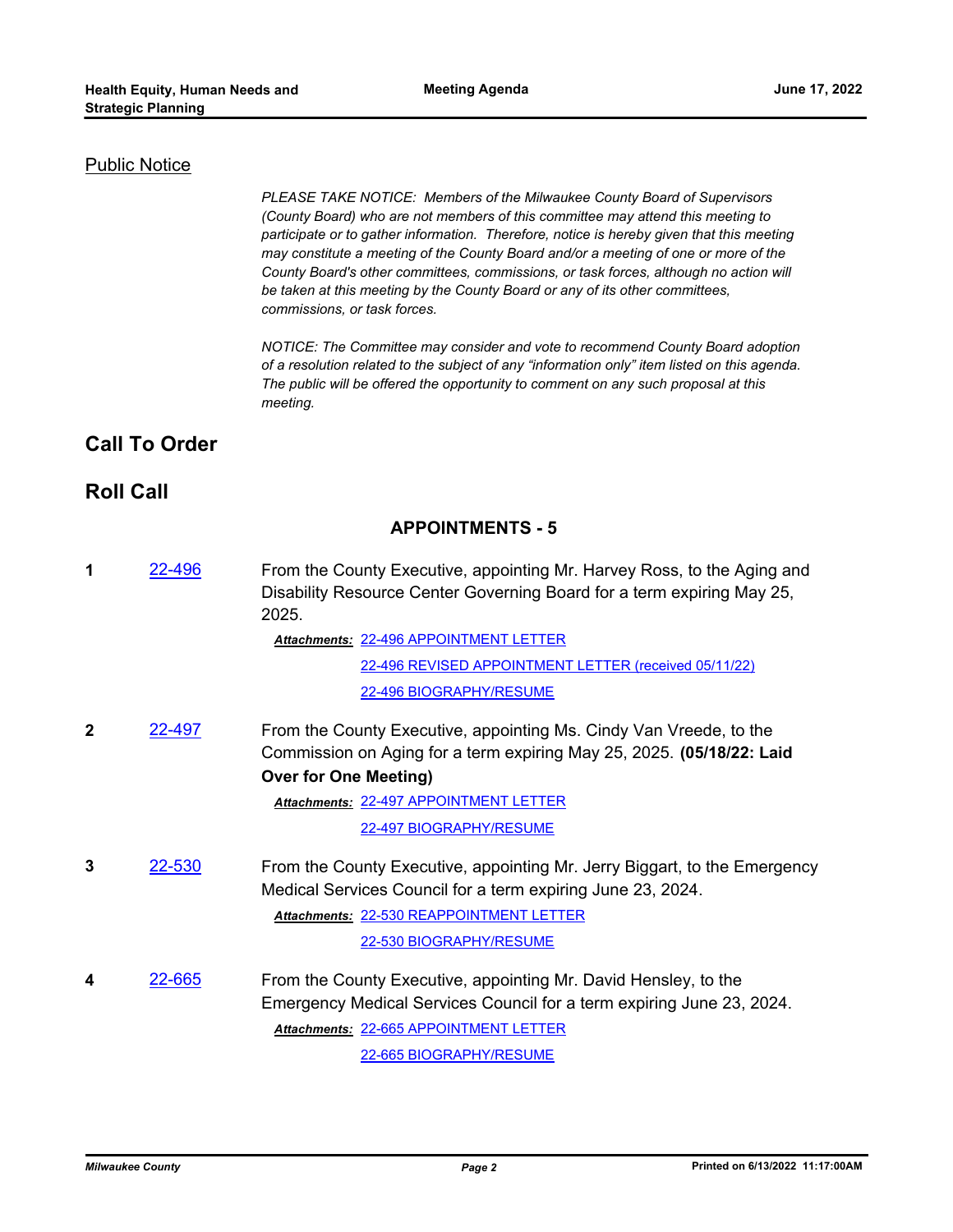## Public Notice

*PLEASE TAKE NOTICE: Members of the Milwaukee County Board of Supervisors (County Board) who are not members of this committee may attend this meeting to participate or to gather information. Therefore, notice is hereby given that this meeting may constitute a meeting of the County Board and/or a meeting of one or more of the County Board's other committees, commissions, or task forces, although no action will be taken at this meeting by the County Board or any of its other committees, commissions, or task forces.*

*NOTICE: The Committee may consider and vote to recommend County Board adoption of a resolution related to the subject of any "information only" item listed on this agenda. The public will be offered the opportunity to comment on any such proposal at this meeting.*

## Call To Order

## Roll Call

### APPOINTMENTS - 5

**1** 22-496 From the County Executive, appointing Mr. Harvey Ross, to the Aging and Disability Resource Center Governing Board for a term expiring May 25, 2025.

*Attachments:* 22-496 APPOINTMENT LETTER
22-496 REVISED APPOINTMENT LETTER (received 05/11/22)
22-496 BIOGRAPHY/RESUME

**2** 22-497 From the County Executive, appointing Ms. Cindy Van Vreede, to the Commission on Aging for a term expiring May 25, 2025. **(05/18/22: Laid Over for One Meeting)**

*Attachments:* 22-497 APPOINTMENT LETTER
22-497 BIOGRAPHY/RESUME

**3** 22-530 From the County Executive, appointing Mr. Jerry Biggart, to the Emergency Medical Services Council for a term expiring June 23, 2024.

*Attachments:* 22-530 REAPPOINTMENT LETTER
22-530 BIOGRAPHY/RESUME

**4** 22-665 From the County Executive, appointing Mr. David Hensley, to the Emergency Medical Services Council for a term expiring June 23, 2024.

*Attachments:* 22-665 APPOINTMENT LETTER
22-665 BIOGRAPHY/RESUME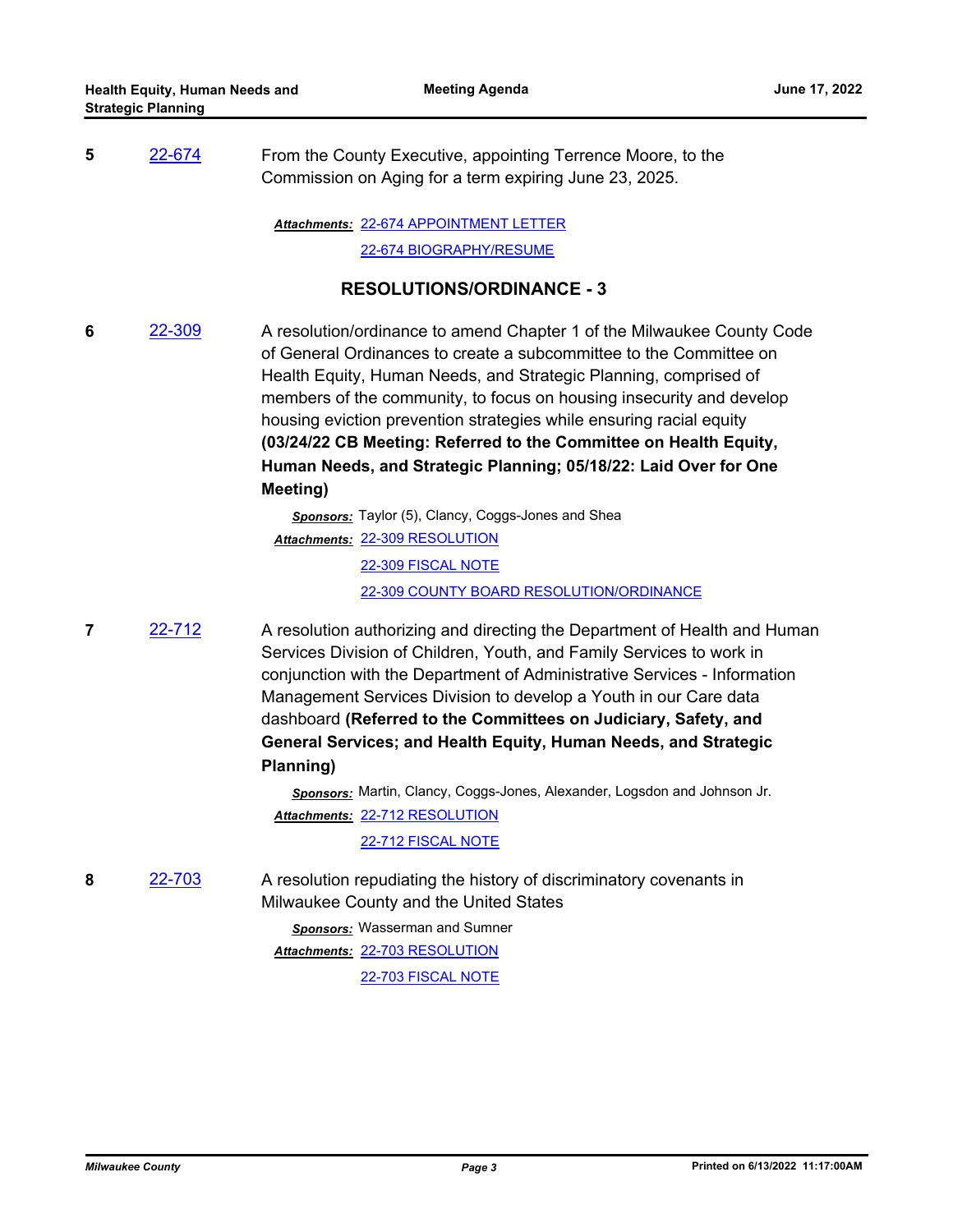**5** [22-674] From the County Executive, appointing Terrence Moore, to the Commission on Aging for a term expiring June 23, 2025.

***Attachments:*** 22-674 APPOINTMENT LETTER
22-674 BIOGRAPHY/RESUME

## RESOLUTIONS/ORDINANCE - 3

**6** [22-309] A resolution/ordinance to amend Chapter 1 of the Milwaukee County Code of General Ordinances to create a subcommittee to the Committee on Health Equity, Human Needs, and Strategic Planning, comprised of members of the community, to focus on housing insecurity and develop housing eviction prevention strategies while ensuring racial equity **(03/24/22 CB Meeting: Referred to the Committee on Health Equity, Human Needs, and Strategic Planning; 05/18/22: Laid Over for One Meeting)**

***Sponsors:*** Taylor (5), Clancy, Coggs-Jones and Shea
***Attachments:*** 22-309 RESOLUTION
22-309 FISCAL NOTE
22-309 COUNTY BOARD RESOLUTION/ORDINANCE

**7** [22-712] A resolution authorizing and directing the Department of Health and Human Services Division of Children, Youth, and Family Services to work in conjunction with the Department of Administrative Services - Information Management Services Division to develop a Youth in our Care data dashboard **(Referred to the Committees on Judiciary, Safety, and General Services; and Health Equity, Human Needs, and Strategic Planning)**

***Sponsors:*** Martin, Clancy, Coggs-Jones, Alexander, Logsdon and Johnson Jr.
***Attachments:*** 22-712 RESOLUTION
22-712 FISCAL NOTE

**8** [22-703] A resolution repudiating the history of discriminatory covenants in Milwaukee County and the United States

***Sponsors:*** Wasserman and Sumner
***Attachments:*** 22-703 RESOLUTION
22-703 FISCAL NOTE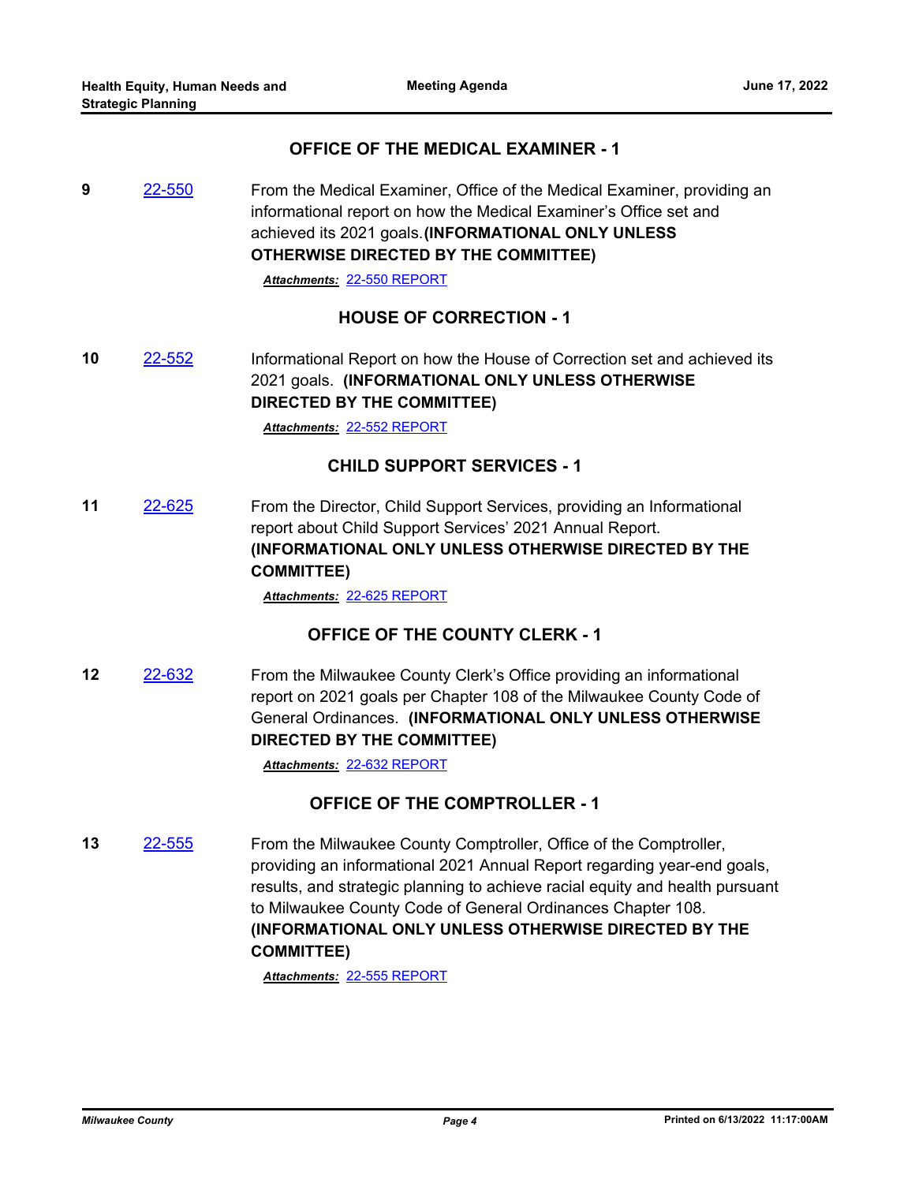## OFFICE OF THE MEDICAL EXAMINER - 1

**9** [22-550](22-550) From the Medical Examiner, Office of the Medical Examiner, providing an informational report on how the Medical Examiner's Office set and achieved its 2021 goals. **(INFORMATIONAL ONLY UNLESS OTHERWISE DIRECTED BY THE COMMITTEE)**

***Attachments:*** 22-550 REPORT

## HOUSE OF CORRECTION - 1

**10** [22-552](22-552) Informational Report on how the House of Correction set and achieved its 2021 goals. **(INFORMATIONAL ONLY UNLESS OTHERWISE DIRECTED BY THE COMMITTEE)**

***Attachments:*** 22-552 REPORT

## CHILD SUPPORT SERVICES - 1

**11** [22-625](22-625) From the Director, Child Support Services, providing an Informational report about Child Support Services' 2021 Annual Report. **(INFORMATIONAL ONLY UNLESS OTHERWISE DIRECTED BY THE COMMITTEE)**

***Attachments:*** 22-625 REPORT

## OFFICE OF THE COUNTY CLERK - 1

**12** [22-632](22-632) From the Milwaukee County Clerk's Office providing an informational report on 2021 goals per Chapter 108 of the Milwaukee County Code of General Ordinances. **(INFORMATIONAL ONLY UNLESS OTHERWISE DIRECTED BY THE COMMITTEE)**

***Attachments:*** 22-632 REPORT

## OFFICE OF THE COMPTROLLER - 1

**13** [22-555](22-555) From the Milwaukee County Comptroller, Office of the Comptroller, providing an informational 2021 Annual Report regarding year-end goals, results, and strategic planning to achieve racial equity and health pursuant to Milwaukee County Code of General Ordinances Chapter 108. **(INFORMATIONAL ONLY UNLESS OTHERWISE DIRECTED BY THE COMMITTEE)**

***Attachments:*** 22-555 REPORT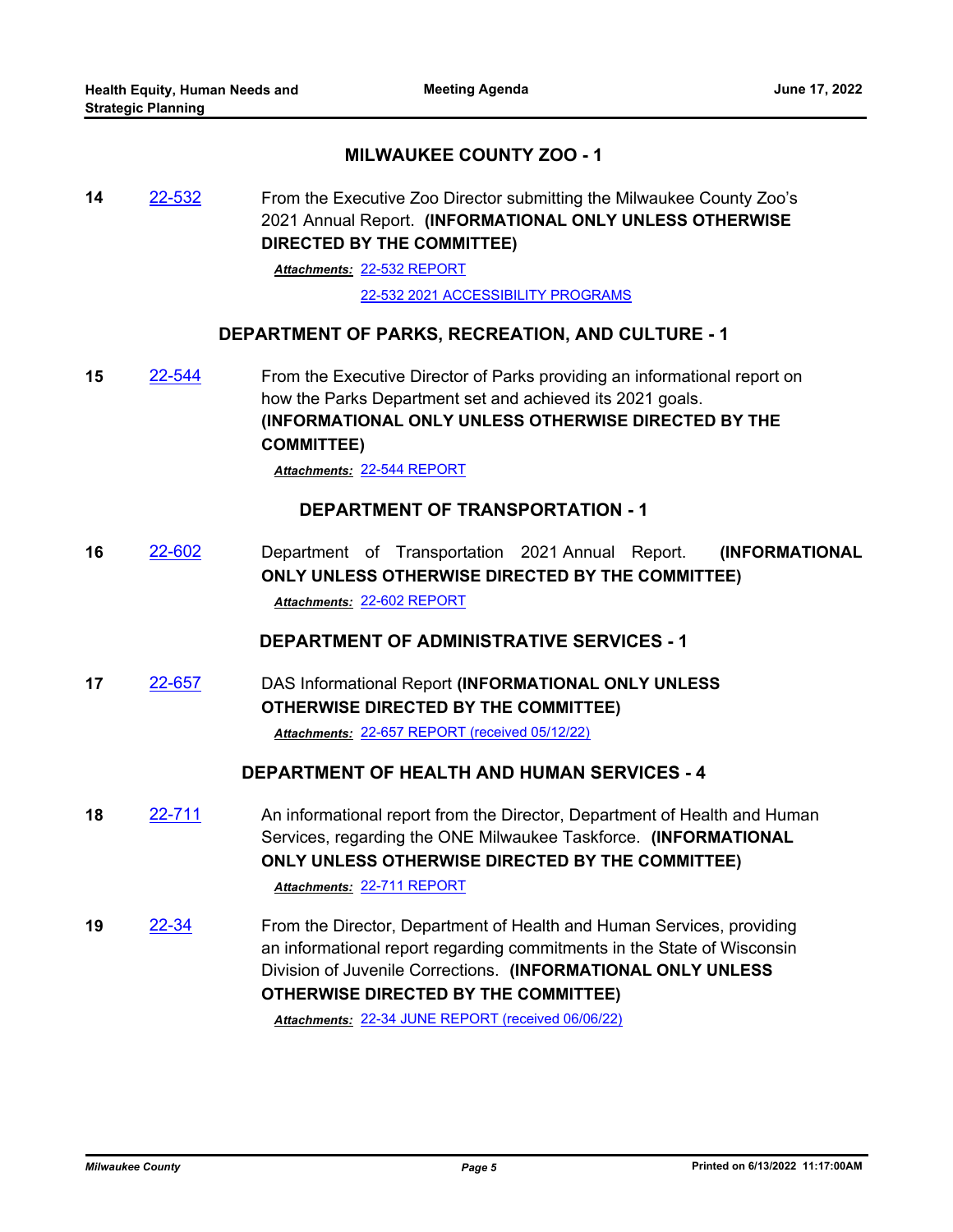## MILWAUKEE COUNTY ZOO - 1

**14** 22-532 From the Executive Zoo Director submitting the Milwaukee County Zoo's 2021 Annual Report. **(INFORMATIONAL ONLY UNLESS OTHERWISE DIRECTED BY THE COMMITTEE)**

***Attachments:*** 22-532 REPORT
22-532 2021 ACCESSIBILITY PROGRAMS

## DEPARTMENT OF PARKS, RECREATION, AND CULTURE - 1

**15** 22-544 From the Executive Director of Parks providing an informational report on how the Parks Department set and achieved its 2021 goals. **(INFORMATIONAL ONLY UNLESS OTHERWISE DIRECTED BY THE COMMITTEE)**

***Attachments:*** 22-544 REPORT

## DEPARTMENT OF TRANSPORTATION - 1

**16** 22-602 Department of Transportation 2021 Annual Report. **(INFORMATIONAL ONLY UNLESS OTHERWISE DIRECTED BY THE COMMITTEE)**

***Attachments:*** 22-602 REPORT

## DEPARTMENT OF ADMINISTRATIVE SERVICES - 1

**17** 22-657 DAS Informational Report **(INFORMATIONAL ONLY UNLESS OTHERWISE DIRECTED BY THE COMMITTEE)**

***Attachments:*** 22-657 REPORT (received 05/12/22)

## DEPARTMENT OF HEALTH AND HUMAN SERVICES - 4

**18** 22-711 An informational report from the Director, Department of Health and Human Services, regarding the ONE Milwaukee Taskforce. **(INFORMATIONAL ONLY UNLESS OTHERWISE DIRECTED BY THE COMMITTEE)**

***Attachments:*** 22-711 REPORT

**19** 22-34 From the Director, Department of Health and Human Services, providing an informational report regarding commitments in the State of Wisconsin Division of Juvenile Corrections. **(INFORMATIONAL ONLY UNLESS OTHERWISE DIRECTED BY THE COMMITTEE)**

***Attachments:*** 22-34 JUNE REPORT (received 06/06/22)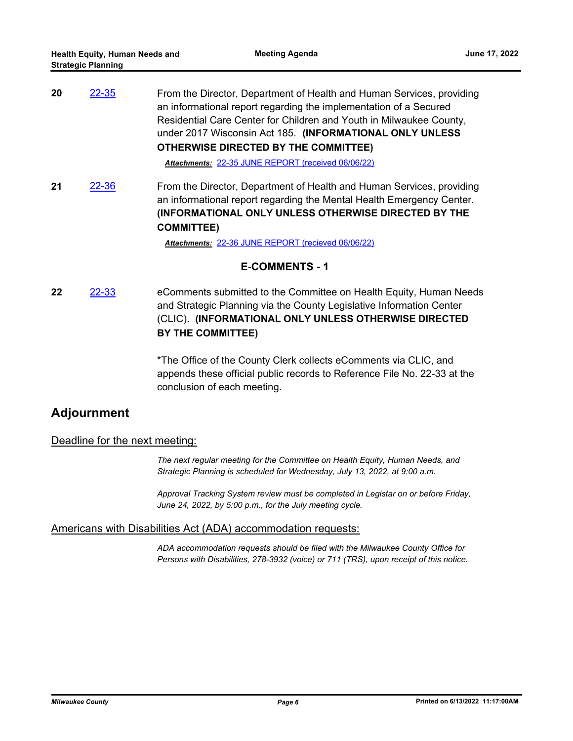**20** 22-35 From the Director, Department of Health and Human Services, providing an informational report regarding the implementation of a Secured Residential Care Center for Children and Youth in Milwaukee County, under 2017 Wisconsin Act 185. **(INFORMATIONAL ONLY UNLESS OTHERWISE DIRECTED BY THE COMMITTEE)**

***Attachments:*** 22-35 JUNE REPORT (received 06/06/22)

**21** 22-36 From the Director, Department of Health and Human Services, providing an informational report regarding the Mental Health Emergency Center. **(INFORMATIONAL ONLY UNLESS OTHERWISE DIRECTED BY THE COMMITTEE)**

***Attachments:*** 22-36 JUNE REPORT (recieved 06/06/22)

### E-COMMENTS - 1

**22** 22-33 eComments submitted to the Committee on Health Equity, Human Needs and Strategic Planning via the County Legislative Information Center (CLIC). **(INFORMATIONAL ONLY UNLESS OTHERWISE DIRECTED BY THE COMMITTEE)**

*The Office of the County Clerk collects eComments via CLIC, and appends these official public records to Reference File No. 22-33 at the conclusion of each meeting.

## Adjournment

Deadline for the next meeting:

*The next regular meeting for the Committee on Health Equity, Human Needs, and Strategic Planning is scheduled for Wednesday, July 13, 2022, at 9:00 a.m.*

*Approval Tracking System review must be completed in Legistar on or before Friday, June 24, 2022, by 5:00 p.m., for the July meeting cycle.*

Americans with Disabilities Act (ADA) accommodation requests:

*ADA accommodation requests should be filed with the Milwaukee County Office for Persons with Disabilities, 278-3932 (voice) or 711 (TRS), upon receipt of this notice.*